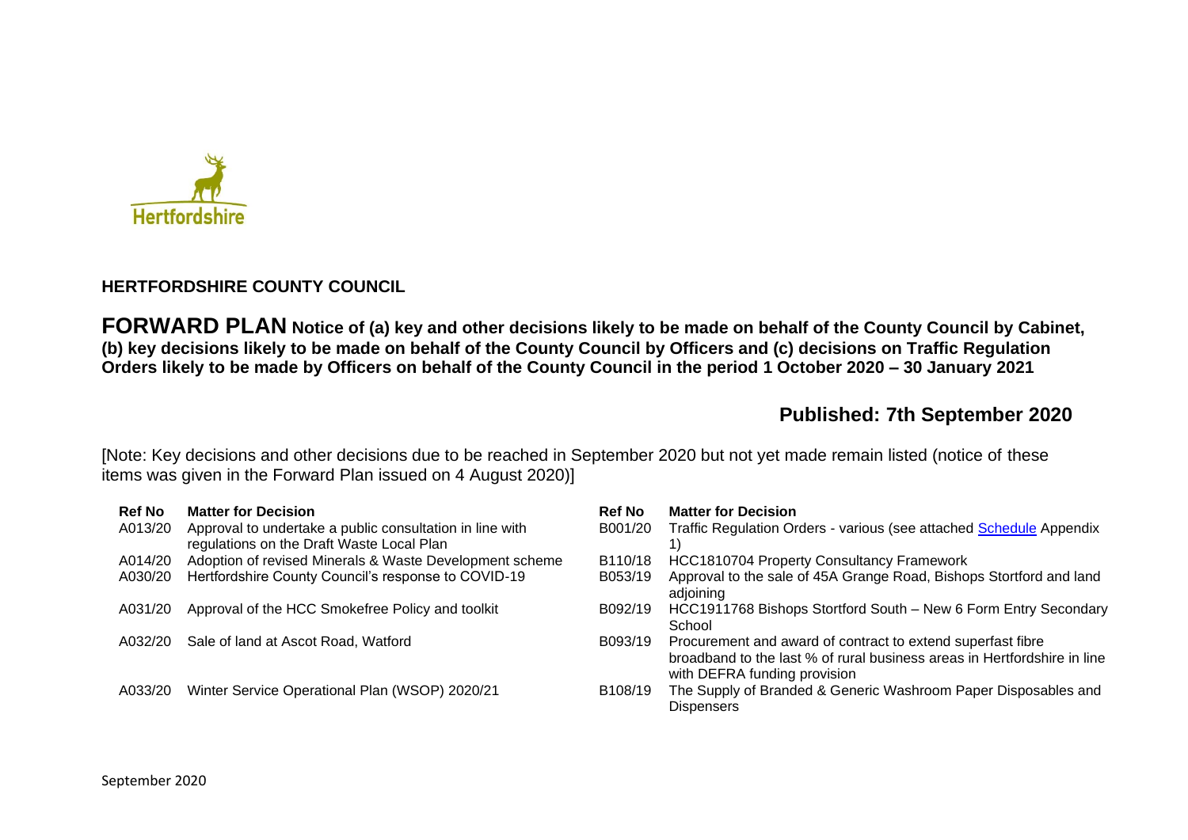Hertfordshire

## HERTFORDSHIRE COUNTY COUNCIL

# FORWARD PLAN Notice of (a) key and other decisions likely to be made on behalf of the County Council by Cabinet, (b) key decisions likely to be made on behalf of the County Council by Officers and (c) decisions on Traffic Regulation Orders likely to be made by Officers on behalf of the County Council in the period 1 October 2020 – 30 January 2021

## Published: 7th September 2020

[Note: Key decisions and other decisions due to be reached in September 2020 but not yet made remain listed (notice of these items was given in the Forward Plan issued on 4 August 2020)]

| Ref No | Matter for Decision |
|---|---|
| A013/20 | Approval to undertake a public consultation in line with regulations on the Draft Waste Local Plan |
| A014/20 | Adoption of revised Minerals & Waste Development scheme |
| A030/20 | Hertfordshire County Council's response to COVID-19 |
| A031/20 | Approval of the HCC Smokefree Policy and toolkit |
| A032/20 | Sale of land at Ascot Road, Watford |
| A033/20 | Winter Service Operational Plan (WSOP) 2020/21 |

| Ref No | Matter for Decision |
|---|---|
| B001/20 | Traffic Regulation Orders - various (see attached Schedule Appendix 1) |
| B110/18 | HCC1810704 Property Consultancy Framework |
| B053/19 | Approval to the sale of 45A Grange Road, Bishops Stortford and land adjoining |
| B092/19 | HCC1911768 Bishops Stortford South – New 6 Form Entry Secondary School |
| B093/19 | Procurement and award of contract to extend superfast fibre broadband to the last % of rural business areas in Hertfordshire in line with DEFRA funding provision |
| B108/19 | The Supply of Branded & Generic Washroom Paper Disposables and Dispensers |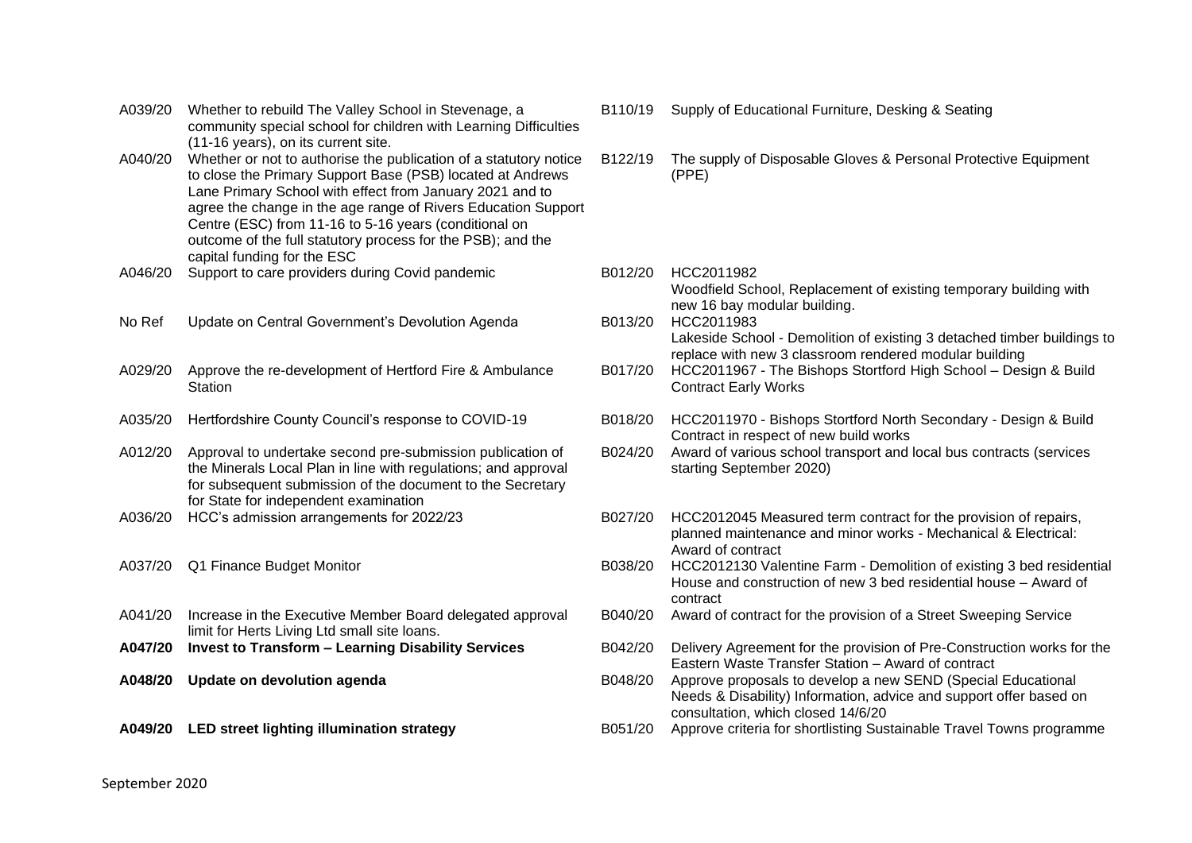| | | | |
|---|---|---|---|
| A039/20 | Whether to rebuild The Valley School in Stevenage, a community special school for children with Learning Difficulties (11-16 years), on its current site. | B110/19 | Supply of Educational Furniture, Desking & Seating |
| A040/20 | Whether or not to authorise the publication of a statutory notice to close the Primary Support Base (PSB) located at Andrews Lane Primary School with effect from January 2021 and to agree the change in the age range of Rivers Education Support Centre (ESC) from 11-16 to 5-16 years (conditional on outcome of the full statutory process for the PSB); and the capital funding for the ESC | B122/19 | The supply of Disposable Gloves & Personal Protective Equipment (PPE) |
| A046/20 | Support to care providers during Covid pandemic | B012/20 | HCC2011982<br>Woodfield School, Replacement of existing temporary building with new 16 bay modular building. |
| No Ref | Update on Central Government's Devolution Agenda | B013/20 | HCC2011983<br>Lakeside School - Demolition of existing 3 detached timber buildings to replace with new 3 classroom rendered modular building |
| A029/20 | Approve the re-development of Hertford Fire & Ambulance Station | B017/20 | HCC2011967 - The Bishops Stortford High School – Design & Build Contract Early Works |
| A035/20 | Hertfordshire County Council's response to COVID-19 | B018/20 | HCC2011970 - Bishops Stortford North Secondary - Design & Build Contract in respect of new build works |
| A012/20 | Approval to undertake second pre-submission publication of the Minerals Local Plan in line with regulations; and approval for subsequent submission of the document to the Secretary for State for independent examination | B024/20 | Award of various school transport and local bus contracts (services starting September 2020) |
| A036/20 | HCC's admission arrangements for 2022/23 | B027/20 | HCC2012045 Measured term contract for the provision of repairs, planned maintenance and minor works - Mechanical & Electrical: Award of contract |
| A037/20 | Q1 Finance Budget Monitor | B038/20 | HCC2012130 Valentine Farm - Demolition of existing 3 bed residential House and construction of new 3 bed residential house – Award of contract |
| A041/20 | Increase in the Executive Member Board delegated approval limit for Herts Living Ltd small site loans. | B040/20 | Award of contract for the provision of a Street Sweeping Service |
| **A047/20** | **Invest to Transform – Learning Disability Services** | B042/20 | Delivery Agreement for the provision of Pre-Construction works for the Eastern Waste Transfer Station – Award of contract |
| **A048/20** | **Update on devolution agenda** | B048/20 | Approve proposals to develop a new SEND (Special Educational Needs & Disability) Information, advice and support offer based on consultation, which closed 14/6/20 |
| **A049/20** | **LED street lighting illumination strategy** | B051/20 | Approve criteria for shortlisting Sustainable Travel Towns programme |

September 2020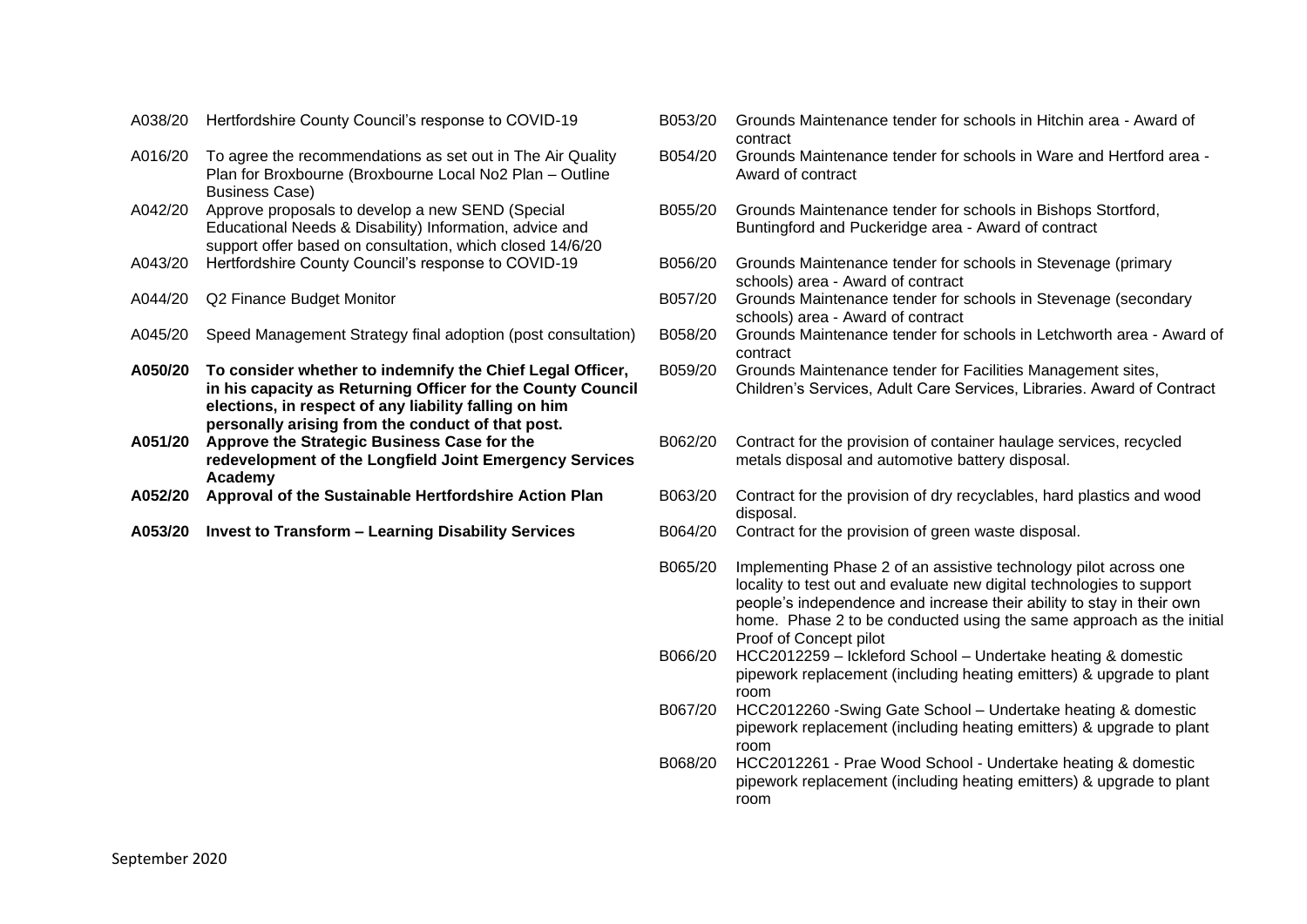| | |
|---|---|
| A038/20 | Hertfordshire County Council's response to COVID-19 |
| A016/20 | To agree the recommendations as set out in The Air Quality Plan for Broxbourne (Broxbourne Local No2 Plan – Outline Business Case) |
| A042/20 | Approve proposals to develop a new SEND (Special Educational Needs & Disability) Information, advice and support offer based on consultation, which closed 14/6/20 |
| A043/20 | Hertfordshire County Council's response to COVID-19 |
| A044/20 | Q2 Finance Budget Monitor |
| A045/20 | Speed Management Strategy final adoption (post consultation) |
| **A050/20** | **To consider whether to indemnify the Chief Legal Officer, in his capacity as Returning Officer for the County Council elections, in respect of any liability falling on him personally arising from the conduct of that post.** |
| **A051/20** | **Approve the Strategic Business Case for the redevelopment of the Longfield Joint Emergency Services Academy** |
| **A052/20** | **Approval of the Sustainable Hertfordshire Action Plan** |
| **A053/20** | **Invest to Transform – Learning Disability Services** |

| | |
|---|---|
| B053/20 | Grounds Maintenance tender for schools in Hitchin area - Award of contract |
| B054/20 | Grounds Maintenance tender for schools in Ware and Hertford area - Award of contract |
| B055/20 | Grounds Maintenance tender for schools in Bishops Stortford, Buntingford and Puckeridge area - Award of contract |
| B056/20 | Grounds Maintenance tender for schools in Stevenage (primary schools) area - Award of contract |
| B057/20 | Grounds Maintenance tender for schools in Stevenage (secondary schools) area - Award of contract |
| B058/20 | Grounds Maintenance tender for schools in Letchworth area - Award of contract |
| B059/20 | Grounds Maintenance tender for Facilities Management sites, Children's Services, Adult Care Services, Libraries. Award of Contract |
| B062/20 | Contract for the provision of container haulage services, recycled metals disposal and automotive battery disposal. |
| B063/20 | Contract for the provision of dry recyclables, hard plastics and wood disposal. |
| B064/20 | Contract for the provision of green waste disposal. |
| B065/20 | Implementing Phase 2 of an assistive technology pilot across one locality to test out and evaluate new digital technologies to support people's independence and increase their ability to stay in their own home. Phase 2 to be conducted using the same approach as the initial Proof of Concept pilot |
| B066/20 | HCC2012259 – Ickleford School – Undertake heating & domestic pipework replacement (including heating emitters) & upgrade to plant room |
| B067/20 | HCC2012260 -Swing Gate School – Undertake heating & domestic pipework replacement (including heating emitters) & upgrade to plant room |
| B068/20 | HCC2012261 - Prae Wood School - Undertake heating & domestic pipework replacement (including heating emitters) & upgrade to plant room |

September 2020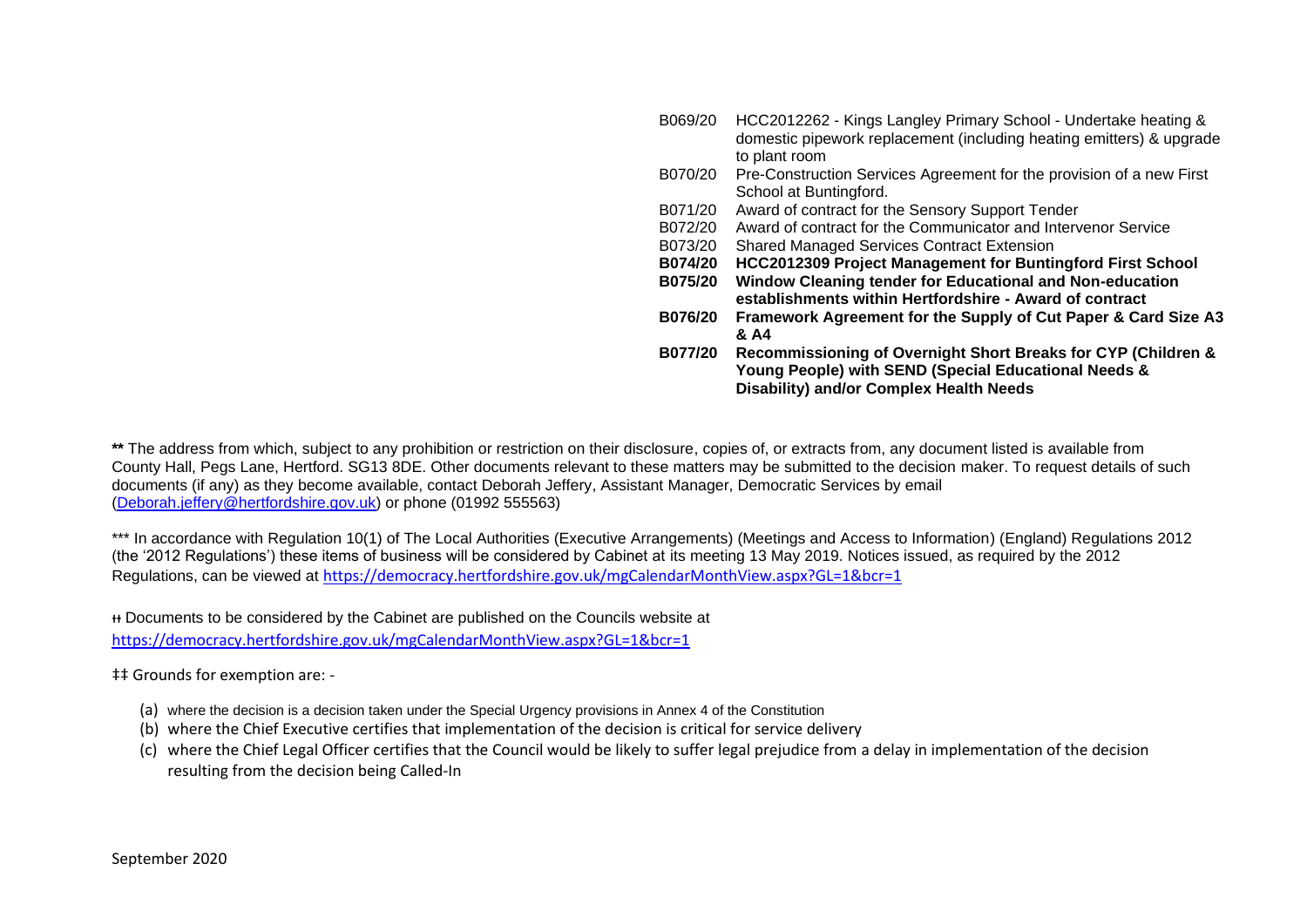| | |
|---|---|
| B069/20 | HCC2012262 - Kings Langley Primary School - Undertake heating & domestic pipework replacement (including heating emitters) & upgrade to plant room |
| B070/20 | Pre-Construction Services Agreement for the provision of a new First School at Buntingford. |
| B071/20 | Award of contract for the Sensory Support Tender |
| B072/20 | Award of contract for the Communicator and Intervenor Service |
| B073/20 | Shared Managed Services Contract Extension |
| **B074/20** | **HCC2012309 Project Management for Buntingford First School** |
| **B075/20** | **Window Cleaning tender for Educational and Non-education establishments within Hertfordshire - Award of contract** |
| **B076/20** | **Framework Agreement for the Supply of Cut Paper & Card Size A3 & A4** |
| **B077/20** | **Recommissioning of Overnight Short Breaks for CYP (Children & Young People) with SEND (Special Educational Needs & Disability) and/or Complex Health Needs** |

**\*\*** The address from which, subject to any prohibition or restriction on their disclosure, copies of, or extracts from, any document listed is available from County Hall, Pegs Lane, Hertford. SG13 8DE. Other documents relevant to these matters may be submitted to the decision maker. To request details of such documents (if any) as they become available, contact Deborah Jeffery, Assistant Manager, Democratic Services by email (Deborah.jeffery@hertfordshire.gov.uk) or phone (01992 555563)

*** In accordance with Regulation 10(1) of The Local Authorities (Executive Arrangements) (Meetings and Access to Information) (England) Regulations 2012 (the '2012 Regulations') these items of business will be considered by Cabinet at its meeting 13 May 2019. Notices issued, as required by the 2012 Regulations, can be viewed at https://democracy.hertfordshire.gov.uk/mgCalendarMonthView.aspx?GL=1&bcr=1

ɨɨ Documents to be considered by the Cabinet are published on the Councils website at https://democracy.hertfordshire.gov.uk/mgCalendarMonthView.aspx?GL=1&bcr=1

‡‡ Grounds for exemption are: -

(a) where the decision is a decision taken under the Special Urgency provisions in Annex 4 of the Constitution
(b) where the Chief Executive certifies that implementation of the decision is critical for service delivery
(c) where the Chief Legal Officer certifies that the Council would be likely to suffer legal prejudice from a delay in implementation of the decision resulting from the decision being Called-In

September 2020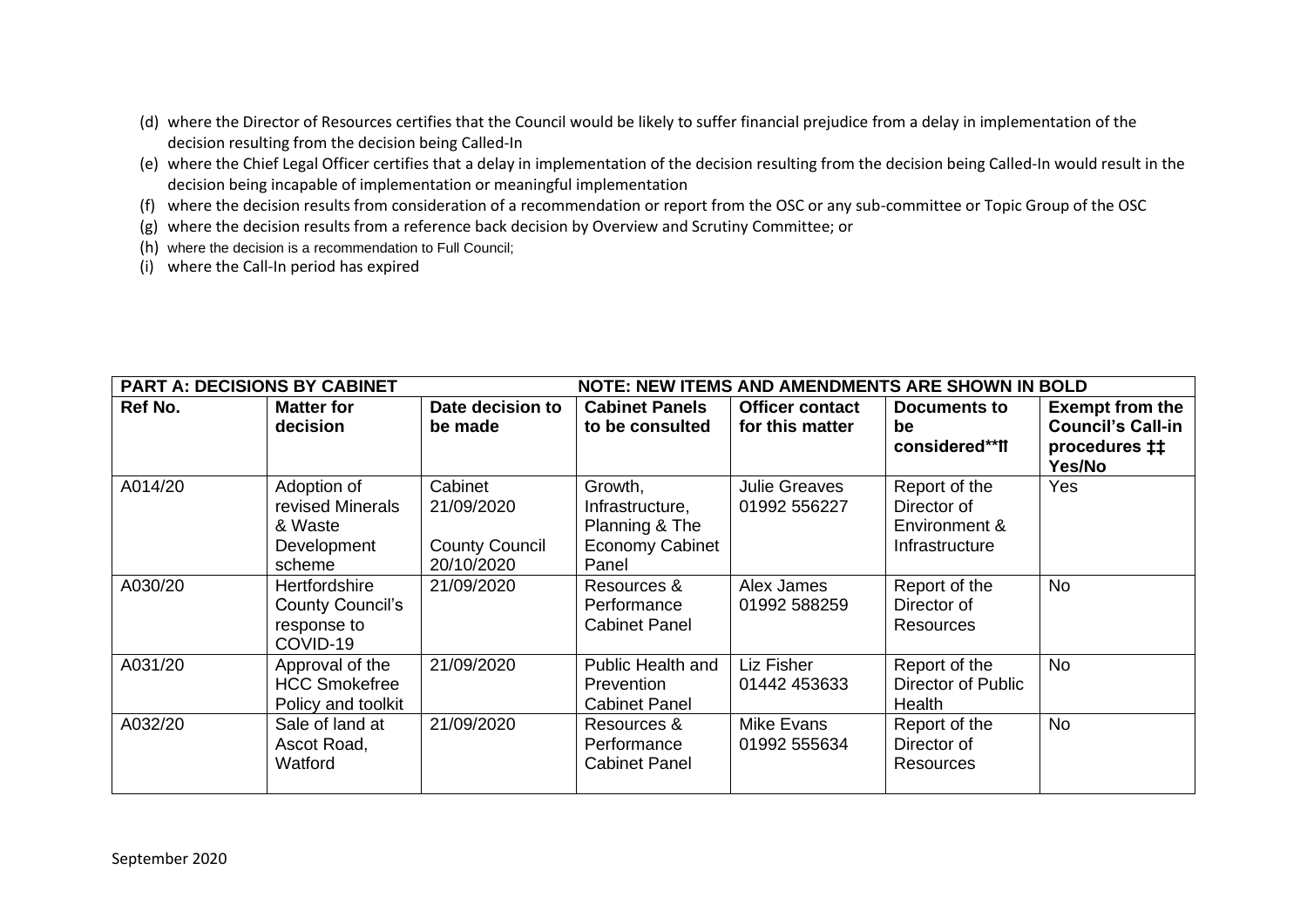(d) where the Director of Resources certifies that the Council would be likely to suffer financial prejudice from a delay in implementation of the decision resulting from the decision being Called-In
(e) where the Chief Legal Officer certifies that a delay in implementation of the decision resulting from the decision being Called-In would result in the decision being incapable of implementation or meaningful implementation
(f) where the decision results from consideration of a recommendation or report from the OSC or any sub-committee or Topic Group of the OSC
(g) where the decision results from a reference back decision by Overview and Scrutiny Committee; or
(h) where the decision is a recommendation to Full Council;
(i) where the Call-In period has expired

| **PART A: DECISIONS BY CABINET** | | | **NOTE: NEW ITEMS AND AMENDMENTS ARE SHOWN IN BOLD** | | | |
|---|---|---|---|---|---|---|
| **Ref No.** | **Matter for decision** | **Date decision to be made** | **Cabinet Panels to be consulted** | **Officer contact for this matter** | **Documents to be considered**⁑** | **Exempt from the Council's Call-in procedures ‡‡ Yes/No** |
| A014/20 | Adoption of revised Minerals & Waste Development scheme | Cabinet 21/09/2020 County Council 20/10/2020 | Growth, Infrastructure, Planning & The Economy Cabinet Panel | Julie Greaves 01992 556227 | Report of the Director of Environment & Infrastructure | Yes |
| A030/20 | Hertfordshire County Council's response to COVID-19 | 21/09/2020 | Resources & Performance Cabinet Panel | Alex James 01992 588259 | Report of the Director of Resources | No |
| A031/20 | Approval of the HCC Smokefree Policy and toolkit | 21/09/2020 | Public Health and Prevention Cabinet Panel | Liz Fisher 01442 453633 | Report of the Director of Public Health | No |
| A032/20 | Sale of land at Ascot Road, Watford | 21/09/2020 | Resources & Performance Cabinet Panel | Mike Evans 01992 555634 | Report of the Director of Resources | No |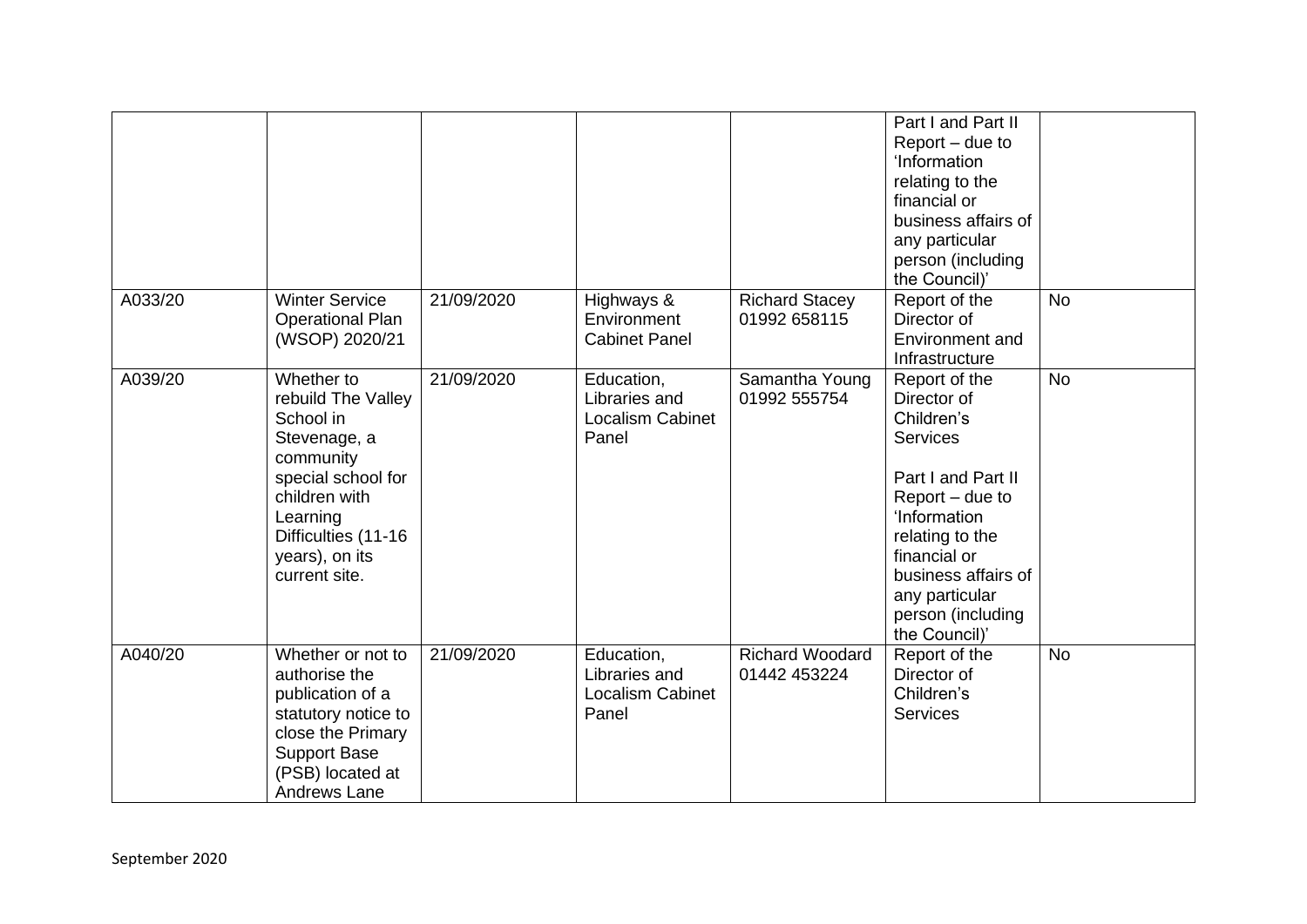| | | | | | | |
|---|---|---|---|---|---|---|
| | | | | | Part I and Part II Report – due to 'Information relating to the financial or business affairs of any particular person (including the Council)' | |
| A033/20 | Winter Service Operational Plan (WSOP) 2020/21 | 21/09/2020 | Highways & Environment Cabinet Panel | Richard Stacey 01992 658115 | Report of the Director of Environment and Infrastructure | No |
| A039/20 | Whether to rebuild The Valley School in Stevenage, a community special school for children with Learning Difficulties (11-16 years), on its current site. | 21/09/2020 | Education, Libraries and Localism Cabinet Panel | Samantha Young 01992 555754 | Report of the Director of Children's Services<br><br>Part I and Part II Report – due to 'Information relating to the financial or business affairs of any particular person (including the Council)' | No |
| A040/20 | Whether or not to authorise the publication of a statutory notice to close the Primary Support Base (PSB) located at Andrews Lane | 21/09/2020 | Education, Libraries and Localism Cabinet Panel | Richard Woodard 01442 453224 | Report of the Director of Children's Services | No |

September 2020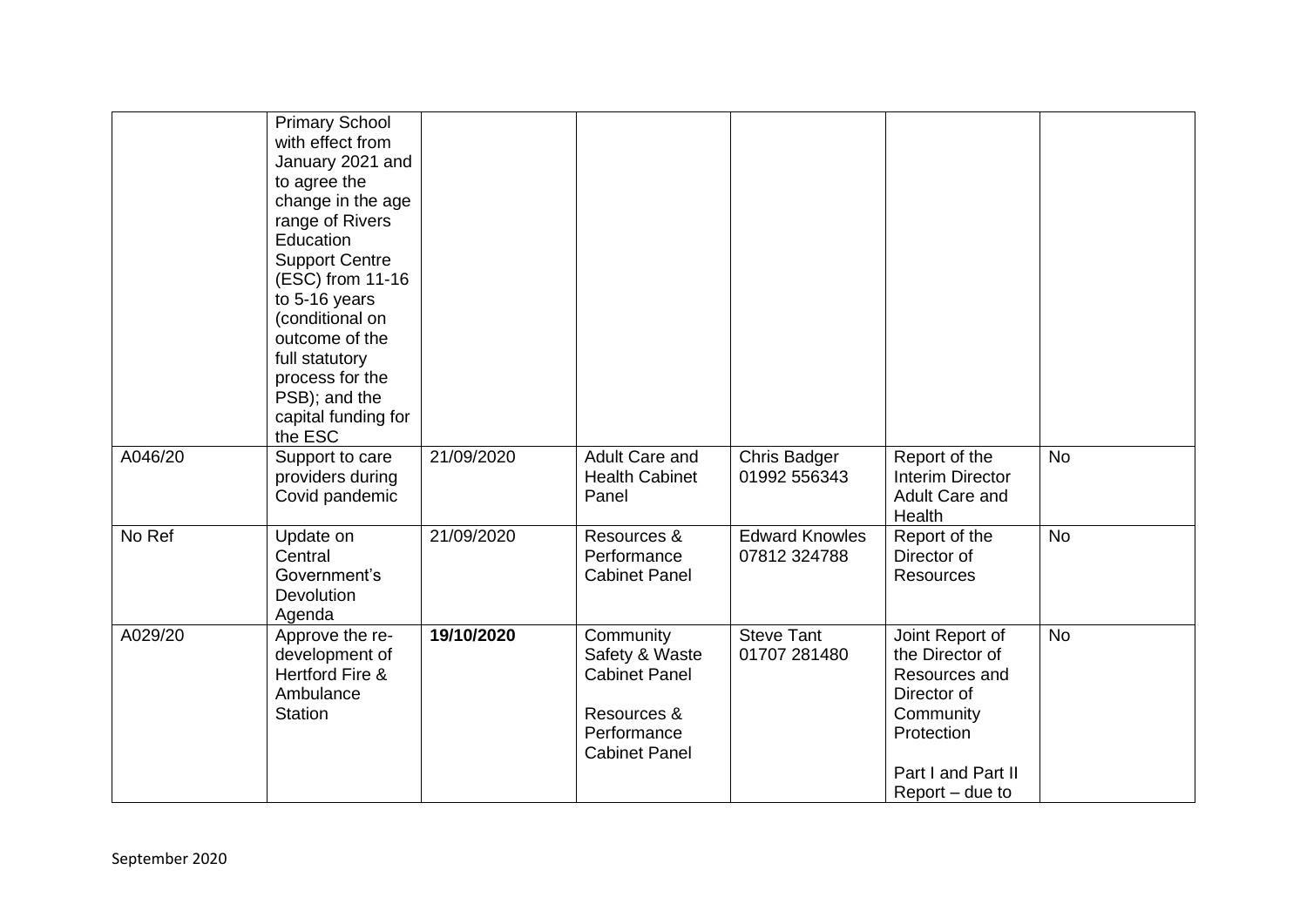| | | | | | | |
|---|---|---|---|---|---|---|
| | Primary School with effect from January 2021 and to agree the change in the age range of Rivers Education Support Centre (ESC) from 11-16 to 5-16 years (conditional on outcome of the full statutory process for the PSB); and the capital funding for the ESC | | | | | |
| A046/20 | Support to care providers during Covid pandemic | 21/09/2020 | Adult Care and Health Cabinet Panel | Chris Badger 01992 556343 | Report of the Interim Director Adult Care and Health | No |
| No Ref | Update on Central Government's Devolution Agenda | 21/09/2020 | Resources & Performance Cabinet Panel | Edward Knowles 07812 324788 | Report of the Director of Resources | No |
| A029/20 | Approve the re-development of Hertford Fire & Ambulance Station | **19/10/2020** | Community Safety & Waste Cabinet Panel<br><br>Resources & Performance Cabinet Panel | Steve Tant 01707 281480 | Joint Report of the Director of Resources and Director of Community Protection<br><br>Part I and Part II Report – due to | No |

September 2020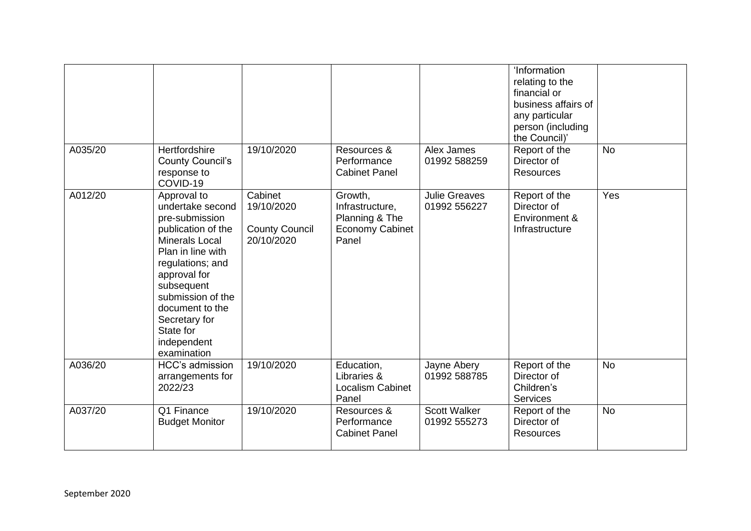| | | | | | | |
|---|---|---|---|---|---|---|
| | | | | | 'Information relating to the financial or business affairs of any particular person (including the Council)' | |
| A035/20 | Hertfordshire County Council's response to COVID-19 | 19/10/2020 | Resources & Performance Cabinet Panel | Alex James 01992 588259 | Report of the Director of Resources | No |
| A012/20 | Approval to undertake second pre-submission publication of the Minerals Local Plan in line with regulations; and approval for subsequent submission of the document to the Secretary for State for independent examination | Cabinet 19/10/2020 County Council 20/10/2020 | Growth, Infrastructure, Planning & The Economy Cabinet Panel | Julie Greaves 01992 556227 | Report of the Director of Environment & Infrastructure | Yes |
| A036/20 | HCC's admission arrangements for 2022/23 | 19/10/2020 | Education, Libraries & Localism Cabinet Panel | Jayne Abery 01992 588785 | Report of the Director of Children's Services | No |
| A037/20 | Q1 Finance Budget Monitor | 19/10/2020 | Resources & Performance Cabinet Panel | Scott Walker 01992 555273 | Report of the Director of Resources | No |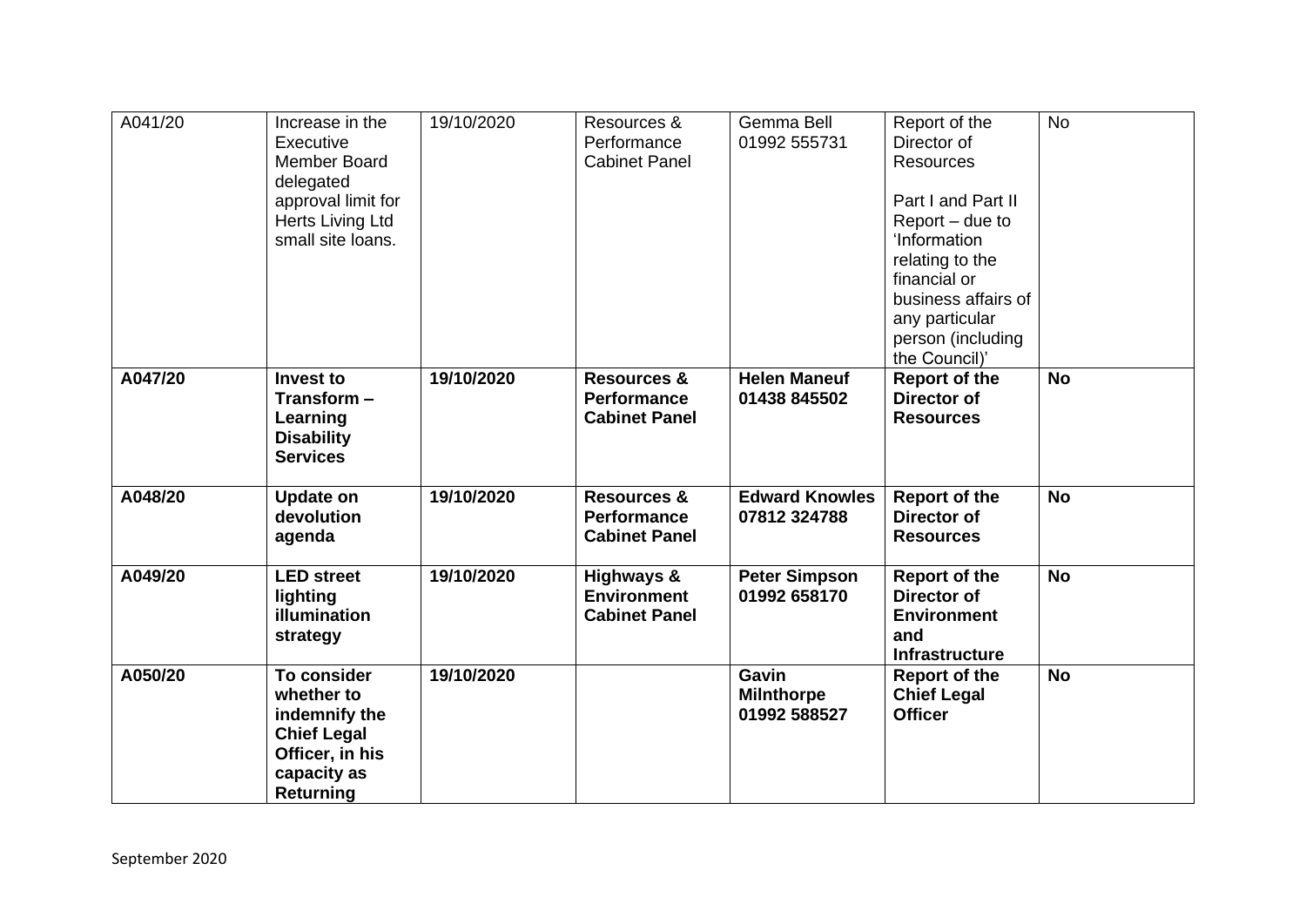| | | | | | | |
|---|---|---|---|---|---|---|
| A041/20 | Increase in the Executive Member Board delegated approval limit for Herts Living Ltd small site loans. | 19/10/2020 | Resources & Performance Cabinet Panel | Gemma Bell 01992 555731 | Report of the Director of Resources<br><br>Part I and Part II Report – due to 'Information relating to the financial or business affairs of any particular person (including the Council)' | No |
| **A047/20** | **Invest to Transform – Learning Disability Services** | **19/10/2020** | **Resources & Performance Cabinet Panel** | **Helen Maneuf 01438 845502** | **Report of the Director of Resources** | **No** |
| **A048/20** | **Update on devolution agenda** | **19/10/2020** | **Resources & Performance Cabinet Panel** | **Edward Knowles 07812 324788** | **Report of the Director of Resources** | **No** |
| **A049/20** | **LED street lighting illumination strategy** | **19/10/2020** | **Highways & Environment Cabinet Panel** | **Peter Simpson 01992 658170** | **Report of the Director of Environment and Infrastructure** | **No** |
| **A050/20** | **To consider whether to indemnify the Chief Legal Officer, in his capacity as Returning** | **19/10/2020** | | **Gavin Milnthorpe 01992 588527** | **Report of the Chief Legal Officer** | **No** |

September 2020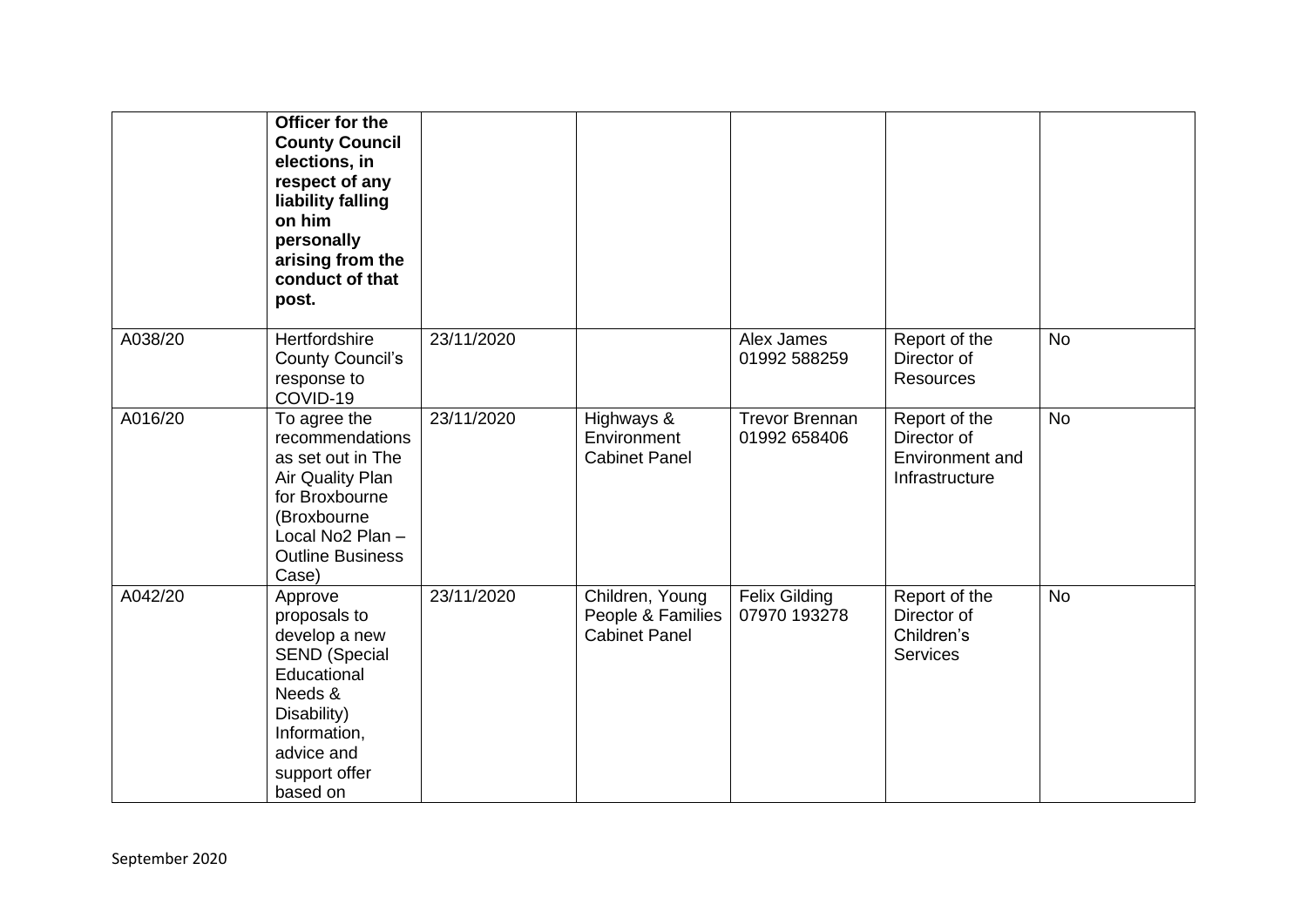| | | | | | | |
|---|---|---|---|---|---|---|
| | **Officer for the County Council elections, in respect of any liability falling on him personally arising from the conduct of that post.** | | | | | |
| A038/20 | Hertfordshire County Council's response to COVID-19 | 23/11/2020 | | Alex James 01992 588259 | Report of the Director of Resources | No |
| A016/20 | To agree the recommendations as set out in The Air Quality Plan for Broxbourne (Broxbourne Local No2 Plan – Outline Business Case) | 23/11/2020 | Highways & Environment Cabinet Panel | Trevor Brennan 01992 658406 | Report of the Director of Environment and Infrastructure | No |
| A042/20 | Approve proposals to develop a new SEND (Special Educational Needs & Disability) Information, advice and support offer based on | 23/11/2020 | Children, Young People & Families Cabinet Panel | Felix Gilding 07970 193278 | Report of the Director of Children's Services | No |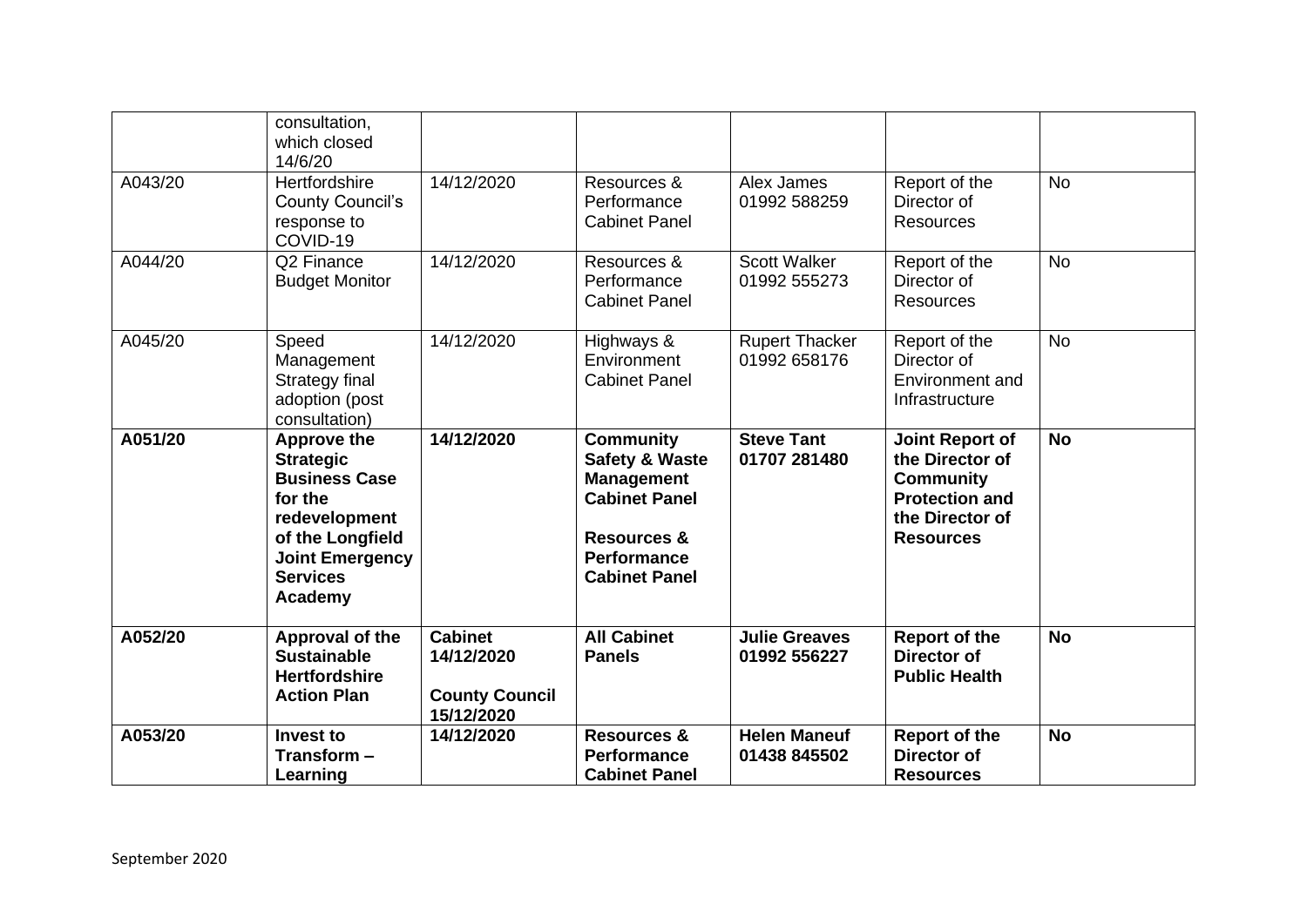| | | | | | | |
|---|---|---|---|---|---|---|
| | consultation, which closed 14/6/20 | | | | | |
| A043/20 | Hertfordshire County Council's response to COVID-19 | 14/12/2020 | Resources & Performance Cabinet Panel | Alex James 01992 588259 | Report of the Director of Resources | No |
| A044/20 | Q2 Finance Budget Monitor | 14/12/2020 | Resources & Performance Cabinet Panel | Scott Walker 01992 555273 | Report of the Director of Resources | No |
| A045/20 | Speed Management Strategy final adoption (post consultation) | 14/12/2020 | Highways & Environment Cabinet Panel | Rupert Thacker 01992 658176 | Report of the Director of Environment and Infrastructure | No |
| **A051/20** | **Approve the Strategic Business Case for the redevelopment of the Longfield Joint Emergency Services Academy** | **14/12/2020** | **Community Safety & Waste Management Cabinet Panel**<br><br>**Resources & Performance Cabinet Panel** | **Steve Tant 01707 281480** | **Joint Report of the Director of Community Protection and the Director of Resources** | **No** |
| **A052/20** | **Approval of the Sustainable Hertfordshire Action Plan** | **Cabinet 14/12/2020**<br><br>**County Council 15/12/2020** | **All Cabinet Panels** | **Julie Greaves 01992 556227** | **Report of the Director of Public Health** | **No** |
| **A053/20** | **Invest to Transform – Learning** | **14/12/2020** | **Resources & Performance Cabinet Panel** | **Helen Maneuf 01438 845502** | **Report of the Director of Resources** | **No** |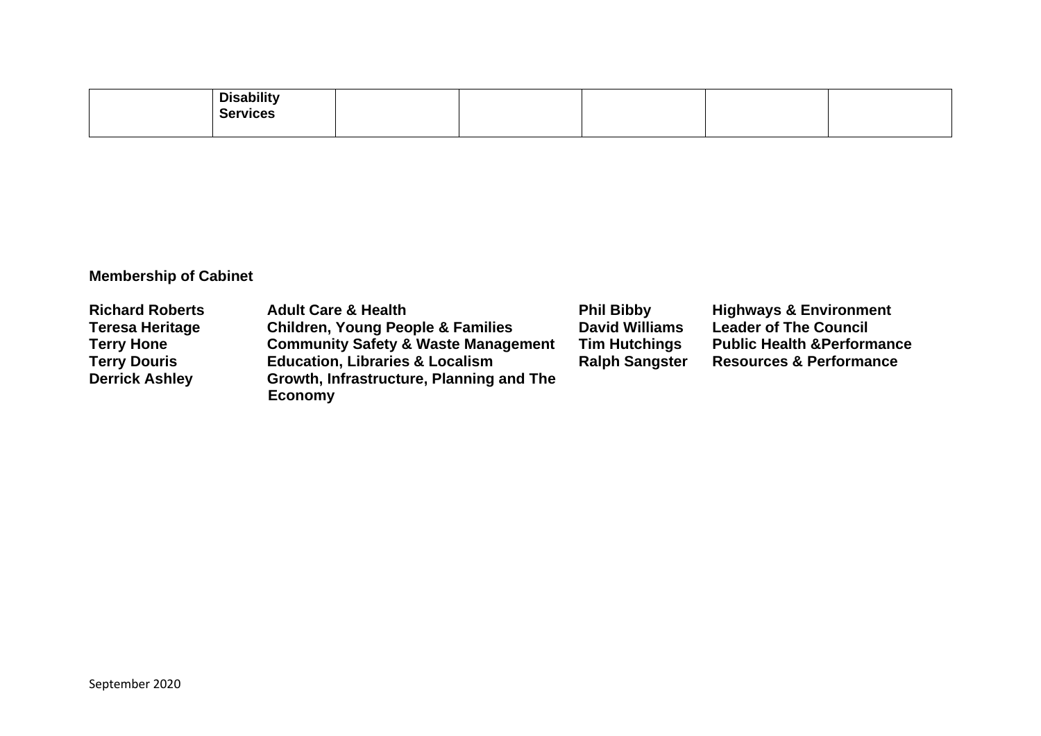|  | **Disability Services** |  |  |  |  |  |
|---|---|---|---|---|---|---|

**Membership of Cabinet**

| | | | |
|---|---|---|---|
| **Richard Roberts** | **Adult Care & Health** | **Phil Bibby** | **Highways & Environment** |
| **Teresa Heritage** | **Children, Young People & Families** | **David Williams** | **Leader of The Council** |
| **Terry Hone** | **Community Safety & Waste Management** | **Tim Hutchings** | **Public Health &Performance** |
| **Terry Douris** | **Education, Libraries & Localism** | **Ralph Sangster** | **Resources & Performance** |
| **Derrick Ashley** | **Growth, Infrastructure, Planning and The Economy** | | |

September 2020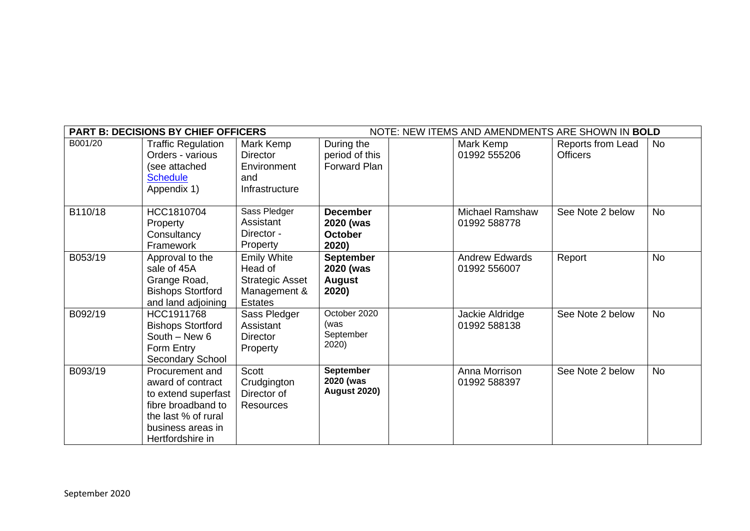| **PART B: DECISIONS BY CHIEF OFFICERS** | | | NOTE: NEW ITEMS AND AMENDMENTS ARE SHOWN IN **BOLD** | | | | |
|---|---|---|---|---|---|---|---|
| B001/20 | Traffic Regulation Orders - various (see attached Schedule Appendix 1) | Mark Kemp Director Environment and Infrastructure | During the period of this Forward Plan | | Mark Kemp 01992 555206 | Reports from Lead Officers | No |
| B110/18 | HCC1810704 Property Consultancy Framework | Sass Pledger Assistant Director - Property | **December 2020 (was October 2020)** | | Michael Ramshaw 01992 588778 | See Note 2 below | No |
| B053/19 | Approval to the sale of 45A Grange Road, Bishops Stortford and land adjoining | Emily White Head of Strategic Asset Management & Estates | **September 2020 (was August 2020)** | | Andrew Edwards 01992 556007 | Report | No |
| B092/19 | HCC1911768 Bishops Stortford South – New 6 Form Entry Secondary School | Sass Pledger Assistant Director Property | October 2020 (was September 2020) | | Jackie Aldridge 01992 588138 | See Note 2 below | No |
| B093/19 | Procurement and award of contract to extend superfast fibre broadband to the last % of rural business areas in Hertfordshire in | Scott Crudgington Director of Resources | **September 2020 (was August 2020)** | | Anna Morrison 01992 588397 | See Note 2 below | No |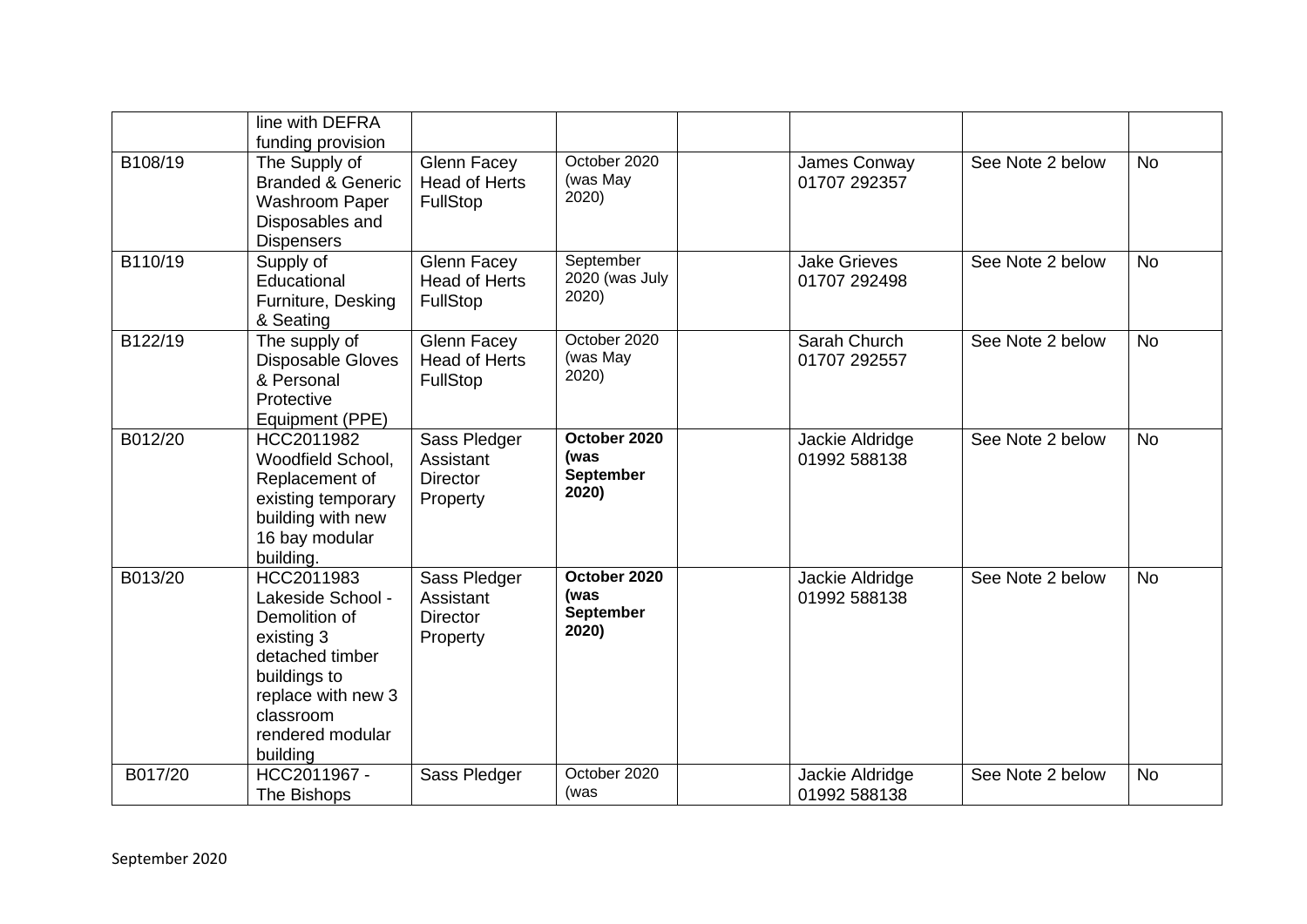|  | line with DEFRA funding provision |  |  |  |  |  |  |
|---|---|---|---|---|---|---|---|
| B108/19 | The Supply of Branded & Generic Washroom Paper Disposables and Dispensers | Glenn Facey Head of Herts FullStop | October 2020 (was May 2020) |  | James Conway 01707 292357 | See Note 2 below | No |
| B110/19 | Supply of Educational Furniture, Desking & Seating | Glenn Facey Head of Herts FullStop | September 2020 (was July 2020) |  | Jake Grieves 01707 292498 | See Note 2 below | No |
| B122/19 | The supply of Disposable Gloves & Personal Protective Equipment (PPE) | Glenn Facey Head of Herts FullStop | October 2020 (was May 2020) |  | Sarah Church 01707 292557 | See Note 2 below | No |
| B012/20 | HCC2011982 Woodfield School, Replacement of existing temporary building with new 16 bay modular building. | Sass Pledger Assistant Director Property | **October 2020 (was September 2020)** |  | Jackie Aldridge 01992 588138 | See Note 2 below | No |
| B013/20 | HCC2011983 Lakeside School - Demolition of existing 3 detached timber buildings to replace with new 3 classroom rendered modular building | Sass Pledger Assistant Director Property | **October 2020 (was September 2020)** |  | Jackie Aldridge 01992 588138 | See Note 2 below | No |
| B017/20 | HCC2011967 - The Bishops | Sass Pledger | October 2020 (was |  | Jackie Aldridge 01992 588138 | See Note 2 below | No |

September 2020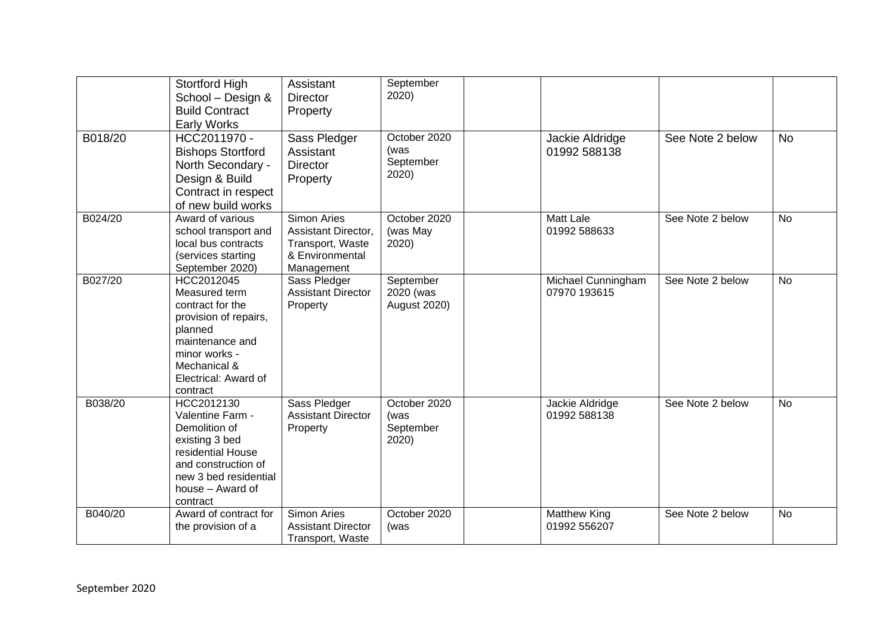| | | | | | | | |
|---|---|---|---|---|---|---|---|
| | Stortford High School – Design & Build Contract Early Works | Assistant Director Property | September 2020) | | | | |
| B018/20 | HCC2011970 - Bishops Stortford North Secondary - Design & Build Contract in respect of new build works | Sass Pledger Assistant Director Property | October 2020 (was September 2020) | | Jackie Aldridge 01992 588138 | See Note 2 below | No |
| B024/20 | Award of various school transport and local bus contracts (services starting September 2020) | Simon Aries Assistant Director, Transport, Waste & Environmental Management | October 2020 (was May 2020) | | Matt Lale 01992 588633 | See Note 2 below | No |
| B027/20 | HCC2012045 Measured term contract for the provision of repairs, planned maintenance and minor works - Mechanical & Electrical: Award of contract | Sass Pledger Assistant Director Property | September 2020 (was August 2020) | | Michael Cunningham 07970 193615 | See Note 2 below | No |
| B038/20 | HCC2012130 Valentine Farm - Demolition of existing 3 bed residential House and construction of new 3 bed residential house – Award of contract | Sass Pledger Assistant Director Property | October 2020 (was September 2020) | | Jackie Aldridge 01992 588138 | See Note 2 below | No |
| B040/20 | Award of contract for the provision of a | Simon Aries Assistant Director Transport, Waste | October 2020 (was | | Matthew King 01992 556207 | See Note 2 below | No |

September 2020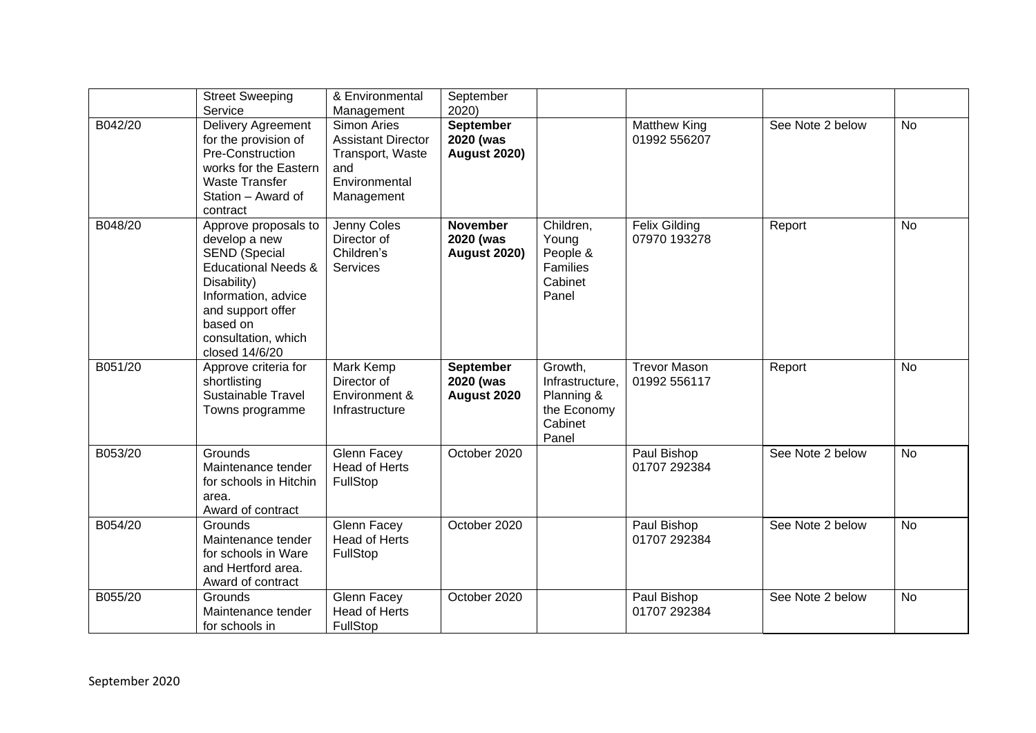|  | Street Sweeping Service | & Environmental Management | September 2020) |  |  |  |  |
|---|---|---|---|---|---|---|---|
| B042/20 | Delivery Agreement for the provision of Pre-Construction works for the Eastern Waste Transfer Station – Award of contract | Simon Aries Assistant Director Transport, Waste and Environmental Management | **September 2020 (was August 2020)** |  | Matthew King 01992 556207 | See Note 2 below | No |
| B048/20 | Approve proposals to develop a new SEND (Special Educational Needs & Disability) Information, advice and support offer based on consultation, which closed 14/6/20 | Jenny Coles Director of Children's Services | **November 2020 (was August 2020)** | Children, Young People & Families Cabinet Panel | Felix Gilding 07970 193278 | Report | No |
| B051/20 | Approve criteria for shortlisting Sustainable Travel Towns programme | Mark Kemp Director of Environment & Infrastructure | **September 2020 (was August 2020** | Growth, Infrastructure, Planning & the Economy Cabinet Panel | Trevor Mason 01992 556117 | Report | No |
| B053/20 | Grounds Maintenance tender for schools in Hitchin area. Award of contract | Glenn Facey Head of Herts FullStop | October 2020 |  | Paul Bishop 01707 292384 | See Note 2 below | No |
| B054/20 | Grounds Maintenance tender for schools in Ware and Hertford area. Award of contract | Glenn Facey Head of Herts FullStop | October 2020 |  | Paul Bishop 01707 292384 | See Note 2 below | No |
| B055/20 | Grounds Maintenance tender for schools in | Glenn Facey Head of Herts FullStop | October 2020 |  | Paul Bishop 01707 292384 | See Note 2 below | No |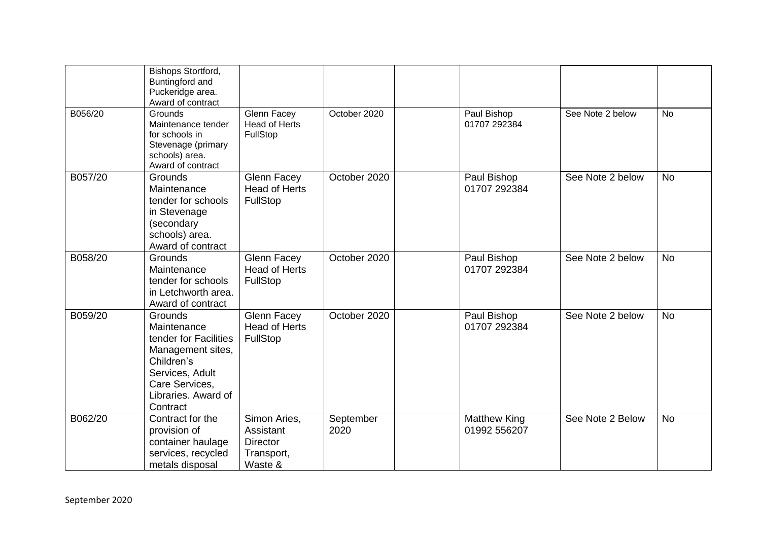| | | | | | | | |
|---|---|---|---|---|---|---|---|
| | Bishops Stortford, Buntingford and Puckeridge area. Award of contract | | | | | | |
| B056/20 | Grounds Maintenance tender for schools in Stevenage (primary schools) area. Award of contract | Glenn Facey Head of Herts FullStop | October 2020 | | Paul Bishop 01707 292384 | See Note 2 below | No |
| B057/20 | Grounds Maintenance tender for schools in Stevenage (secondary schools) area. Award of contract | Glenn Facey Head of Herts FullStop | October 2020 | | Paul Bishop 01707 292384 | See Note 2 below | No |
| B058/20 | Grounds Maintenance tender for schools in Letchworth area. Award of contract | Glenn Facey Head of Herts FullStop | October 2020 | | Paul Bishop 01707 292384 | See Note 2 below | No |
| B059/20 | Grounds Maintenance tender for Facilities Management sites, Children's Services, Adult Care Services, Libraries. Award of Contract | Glenn Facey Head of Herts FullStop | October 2020 | | Paul Bishop 01707 292384 | See Note 2 below | No |
| B062/20 | Contract for the provision of container haulage services, recycled metals disposal | Simon Aries, Assistant Director Transport, Waste & | September 2020 | | Matthew King 01992 556207 | See Note 2 Below | No |

September 2020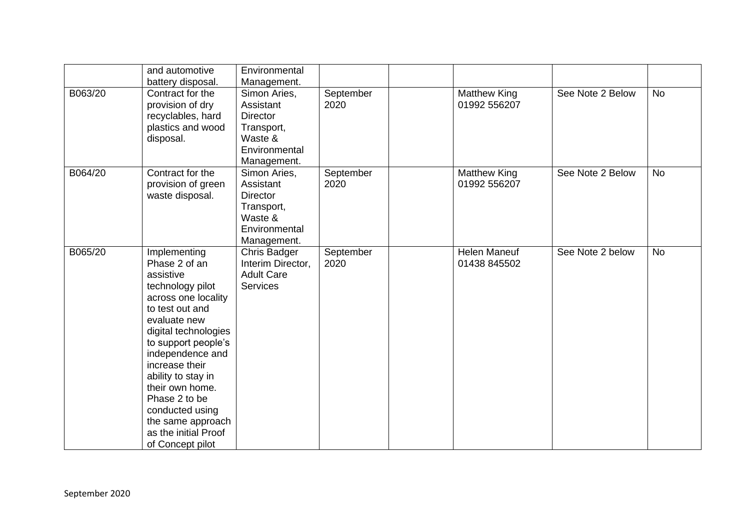| | | | | | | | |
|---|---|---|---|---|---|---|---|
| | and automotive battery disposal. | Environmental Management. | | | | | |
| B063/20 | Contract for the provision of dry recyclables, hard plastics and wood disposal. | Simon Aries, Assistant Director Transport, Waste & Environmental Management. | September 2020 | | Matthew King 01992 556207 | See Note 2 Below | No |
| B064/20 | Contract for the provision of green waste disposal. | Simon Aries, Assistant Director Transport, Waste & Environmental Management. | September 2020 | | Matthew King 01992 556207 | See Note 2 Below | No |
| B065/20 | Implementing Phase 2 of an assistive technology pilot across one locality to test out and evaluate new digital technologies to support people's independence and increase their ability to stay in their own home. Phase 2 to be conducted using the same approach as the initial Proof of Concept pilot | Chris Badger Interim Director, Adult Care Services | September 2020 | | Helen Maneuf 01438 845502 | See Note 2 below | No |

September 2020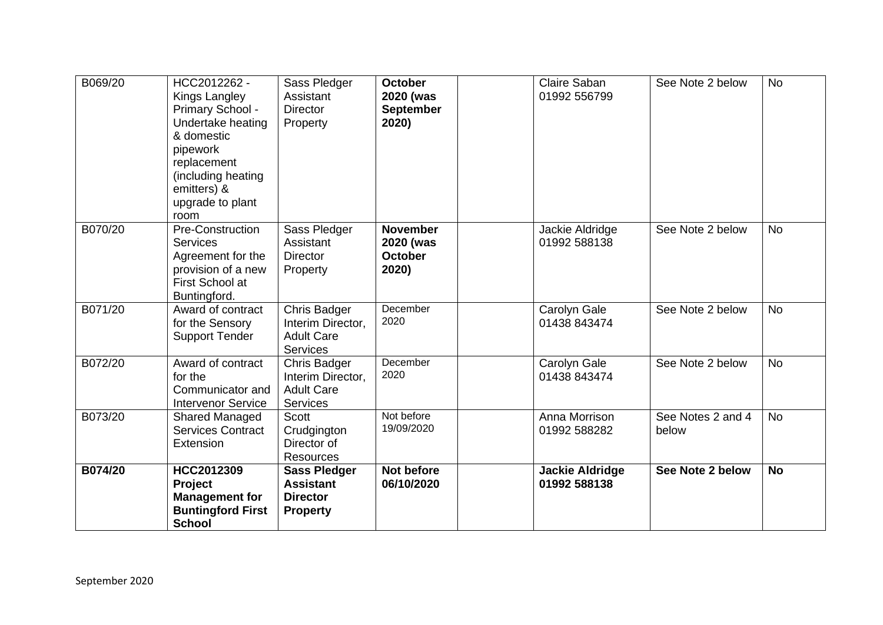| B069/20 | HCC2012262 - Kings Langley Primary School - Undertake heating & domestic pipework replacement (including heating emitters) & upgrade to plant room | Sass Pledger Assistant Director Property | **October 2020 (was September 2020)** | | Claire Saban 01992 556799 | See Note 2 below | No |
|---|---|---|---|---|---|---|---|
| B070/20 | Pre-Construction Services Agreement for the provision of a new First School at Buntingford. | Sass Pledger Assistant Director Property | **November 2020 (was October 2020)** | | Jackie Aldridge 01992 588138 | See Note 2 below | No |
| B071/20 | Award of contract for the Sensory Support Tender | Chris Badger Interim Director, Adult Care Services | December 2020 | | Carolyn Gale 01438 843474 | See Note 2 below | No |
| B072/20 | Award of contract for the Communicator and Intervenor Service | Chris Badger Interim Director, Adult Care Services | December 2020 | | Carolyn Gale 01438 843474 | See Note 2 below | No |
| B073/20 | Shared Managed Services Contract Extension | Scott Crudgington Director of Resources | Not before 19/09/2020 | | Anna Morrison 01992 588282 | See Notes 2 and 4 below | No |
| **B074/20** | **HCC2012309 Project Management for Buntingford First School** | **Sass Pledger Assistant Director Property** | **Not before 06/10/2020** | | **Jackie Aldridge 01992 588138** | **See Note 2 below** | **No** |

September 2020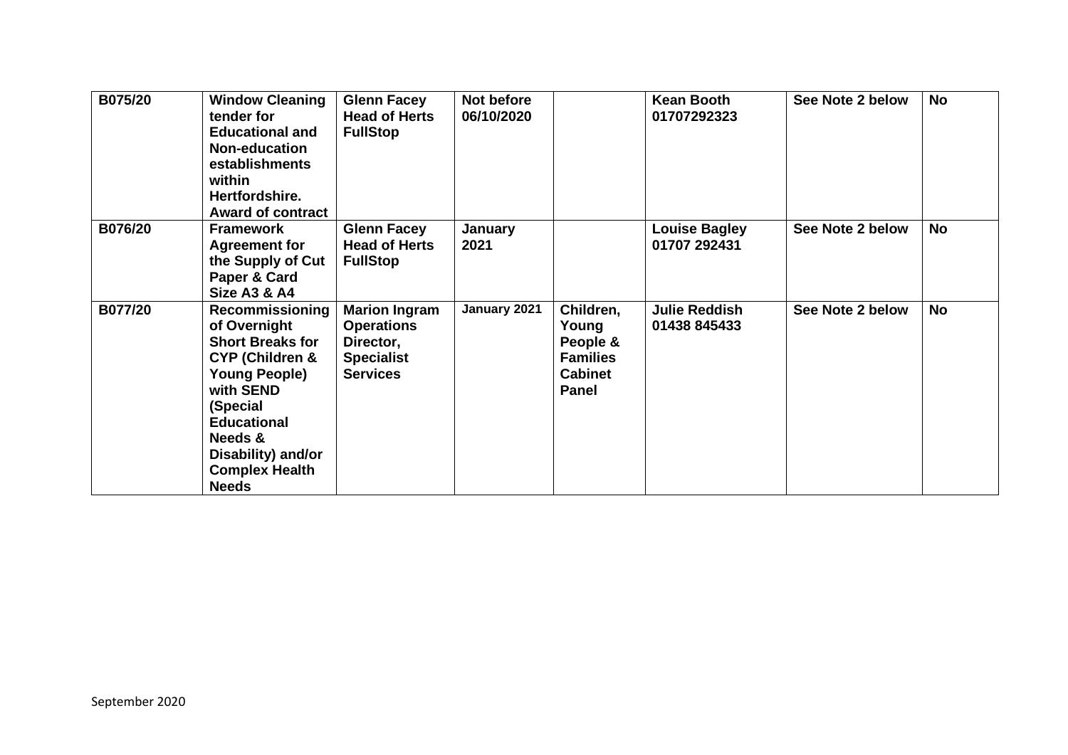| B075/20 | Window Cleaning tender for Educational and Non-education establishments within Hertfordshire. Award of contract | Glenn Facey Head of Herts FullStop | Not before 06/10/2020 | | Kean Booth 01707292323 | See Note 2 below | No |
|---|---|---|---|---|---|---|---|
| B076/20 | Framework Agreement for the Supply of Cut Paper & Card Size A3 & A4 | Glenn Facey Head of Herts FullStop | January 2021 | | Louise Bagley 01707 292431 | See Note 2 below | No |
| B077/20 | Recommissioning of Overnight Short Breaks for CYP (Children & Young People) with SEND (Special Educational Needs & Disability) and/or Complex Health Needs | Marion Ingram Operations Director, Specialist Services | January 2021 | Children, Young People & Families Cabinet Panel | Julie Reddish 01438 845433 | See Note 2 below | No |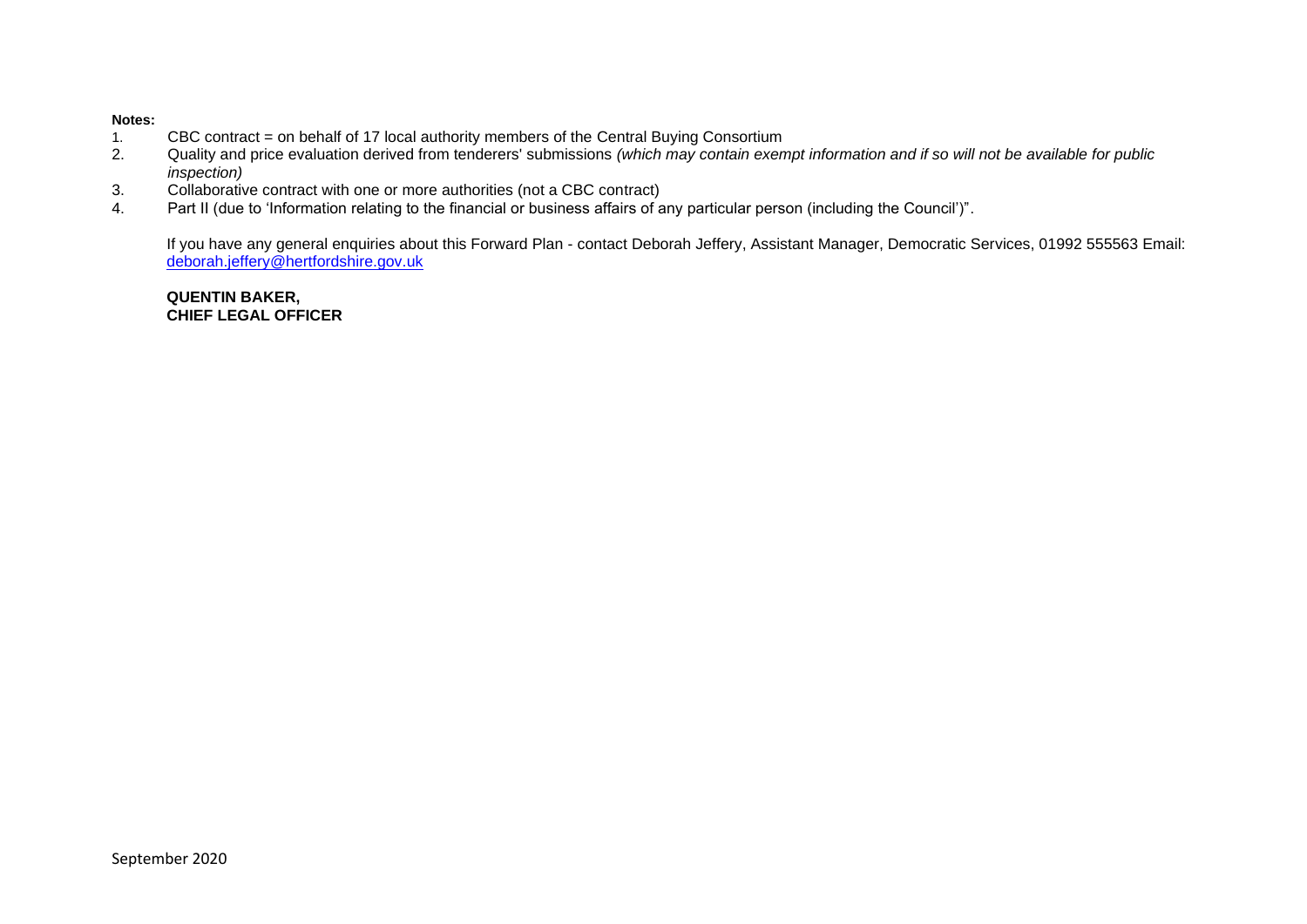**Notes:**

1. CBC contract = on behalf of 17 local authority members of the Central Buying Consortium
2. Quality and price evaluation derived from tenderers' submissions *(which may contain exempt information and if so will not be available for public inspection)*
3. Collaborative contract with one or more authorities (not a CBC contract)
4. Part II (due to 'Information relating to the financial or business affairs of any particular person (including the Council')".

If you have any general enquiries about this Forward Plan - contact Deborah Jeffery, Assistant Manager, Democratic Services, 01992 555563 Email: deborah.jeffery@hertfordshire.gov.uk

**QUENTIN BAKER,**
**CHIEF LEGAL OFFICER**

September 2020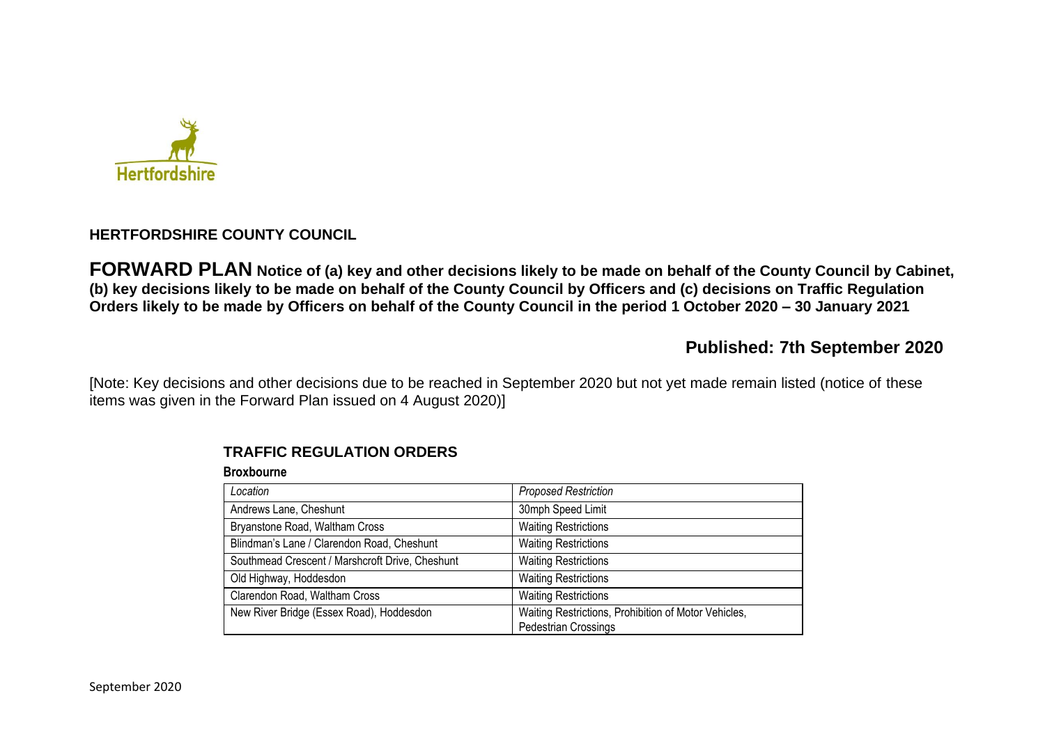**HERTFORDSHIRE COUNTY COUNCIL**

**FORWARD PLAN Notice of (a) key and other decisions likely to be made on behalf of the County Council by Cabinet, (b) key decisions likely to be made on behalf of the County Council by Officers and (c) decisions on Traffic Regulation Orders likely to be made by Officers on behalf of the County Council in the period 1 October 2020 – 30 January 2021**

**Published: 7th September 2020**

[Note: Key decisions and other decisions due to be reached in September 2020 but not yet made remain listed (notice of these items was given in the Forward Plan issued on 4 August 2020)]

## TRAFFIC REGULATION ORDERS

**Broxbourne**

| *Location* | *Proposed Restriction* |
|---|---|
| Andrews Lane, Cheshunt | 30mph Speed Limit |
| Bryanstone Road, Waltham Cross | Waiting Restrictions |
| Blindman's Lane / Clarendon Road, Cheshunt | Waiting Restrictions |
| Southmead Crescent / Marshcroft Drive, Cheshunt | Waiting Restrictions |
| Old Highway, Hoddesdon | Waiting Restrictions |
| Clarendon Road, Waltham Cross | Waiting Restrictions |
| New River Bridge (Essex Road), Hoddesdon | Waiting Restrictions, Prohibition of Motor Vehicles, Pedestrian Crossings |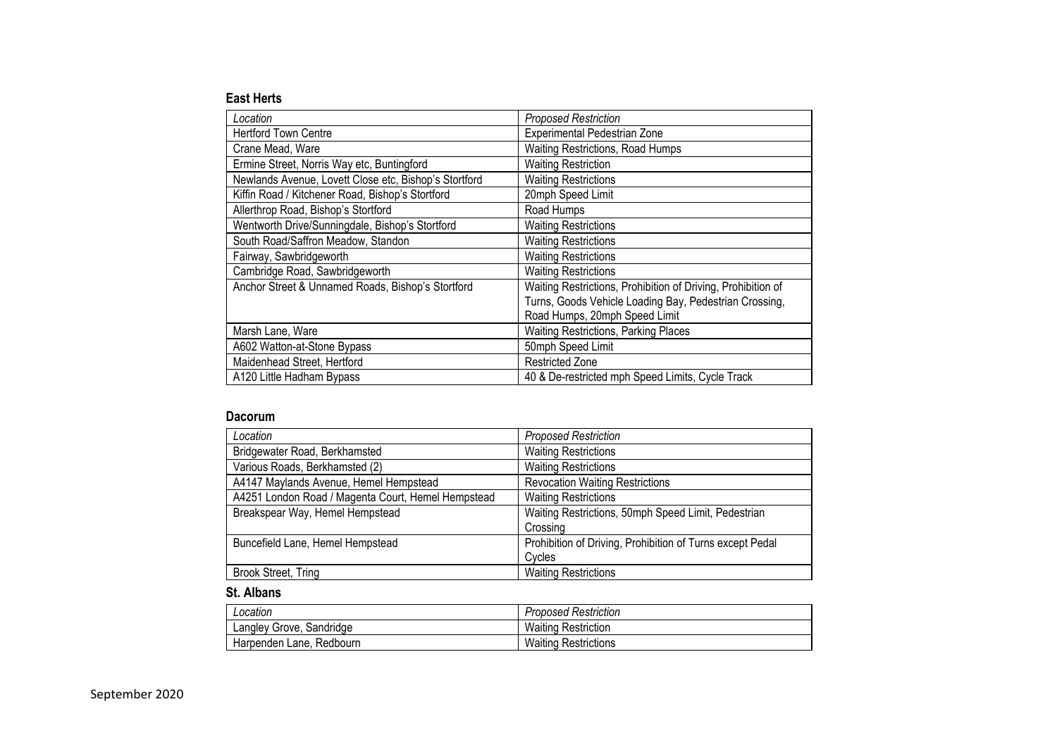**East Herts**

| *Location* | *Proposed Restriction* |
|---|---|
| Hertford Town Centre | Experimental Pedestrian Zone |
| Crane Mead, Ware | Waiting Restrictions, Road Humps |
| Ermine Street, Norris Way etc, Buntingford | Waiting Restriction |
| Newlands Avenue, Lovett Close etc, Bishop's Stortford | Waiting Restrictions |
| Kiffin Road / Kitchener Road, Bishop's Stortford | 20mph Speed Limit |
| Allerthrop Road, Bishop's Stortford | Road Humps |
| Wentworth Drive/Sunningdale, Bishop's Stortford | Waiting Restrictions |
| South Road/Saffron Meadow, Standon | Waiting Restrictions |
| Fairway, Sawbridgeworth | Waiting Restrictions |
| Cambridge Road, Sawbridgeworth | Waiting Restrictions |
| Anchor Street & Unnamed Roads, Bishop's Stortford | Waiting Restrictions, Prohibition of Driving, Prohibition of Turns, Goods Vehicle Loading Bay, Pedestrian Crossing, Road Humps, 20mph Speed Limit |
| Marsh Lane, Ware | Waiting Restrictions, Parking Places |
| A602 Watton-at-Stone Bypass | 50mph Speed Limit |
| Maidenhead Street, Hertford | Restricted Zone |
| A120 Little Hadham Bypass | 40 & De-restricted mph Speed Limits, Cycle Track |

**Dacorum**

| *Location* | *Proposed Restriction* |
|---|---|
| Bridgewater Road, Berkhamsted | Waiting Restrictions |
| Various Roads, Berkhamsted (2) | Waiting Restrictions |
| A4147 Maylands Avenue, Hemel Hempstead | Revocation Waiting Restrictions |
| A4251 London Road / Magenta Court, Hemel Hempstead | Waiting Restrictions |
| Breakspear Way, Hemel Hempstead | Waiting Restrictions, 50mph Speed Limit, Pedestrian Crossing |
| Buncefield Lane, Hemel Hempstead | Prohibition of Driving, Prohibition of Turns except Pedal Cycles |
| Brook Street, Tring | Waiting Restrictions |

**St. Albans**

| *Location* | *Proposed Restriction* |
|---|---|
| Langley Grove, Sandridge | Waiting Restriction |
| Harpenden Lane, Redbourn | Waiting Restrictions |

September 2020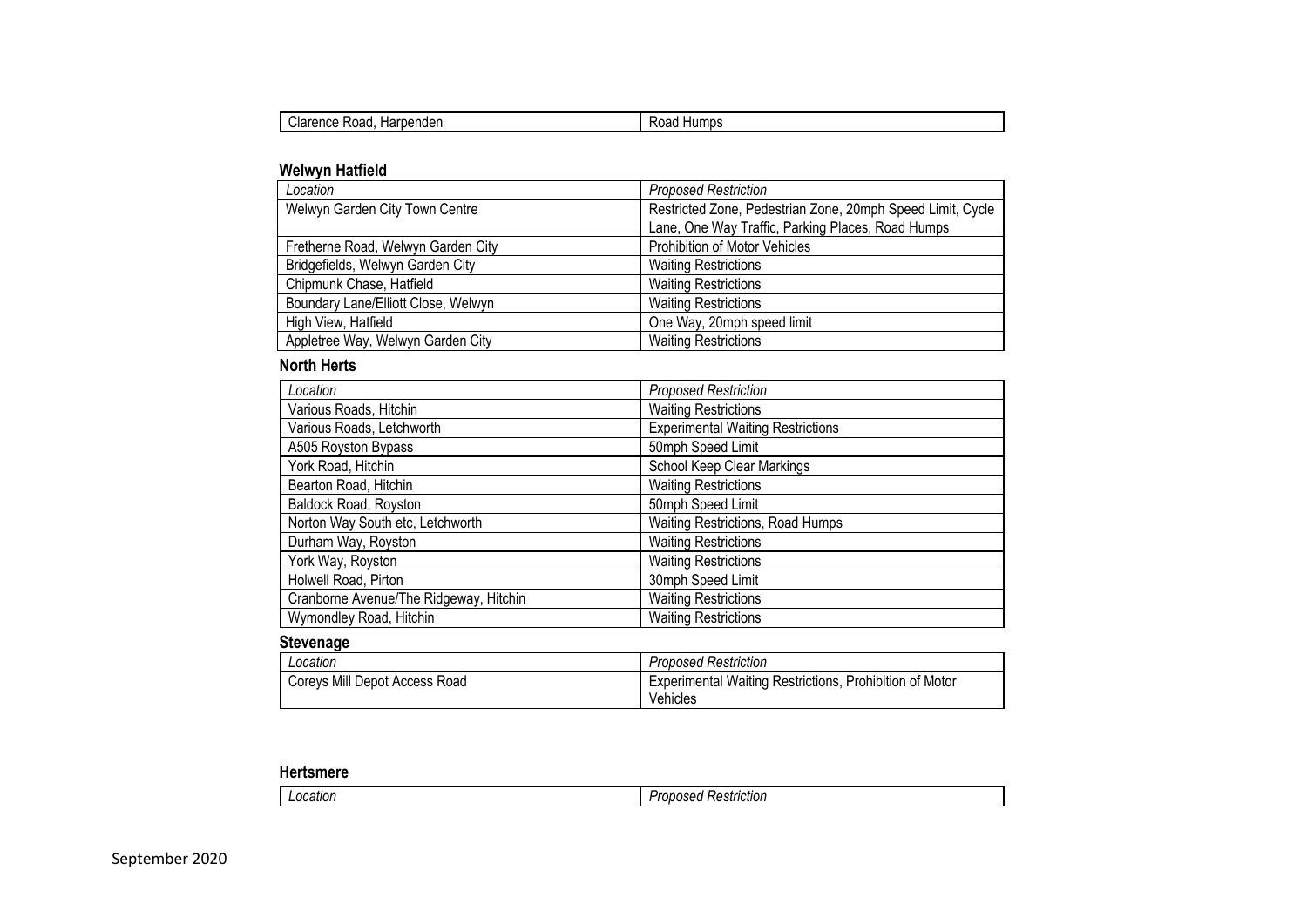| Clarence Road, Harpenden | Road Humps |
|---|---|

**Welwyn Hatfield**

| *Location* | *Proposed Restriction* |
|---|---|
| Welwyn Garden City Town Centre | Restricted Zone, Pedestrian Zone, 20mph Speed Limit, Cycle Lane, One Way Traffic, Parking Places, Road Humps |
| Fretherne Road, Welwyn Garden City | Prohibition of Motor Vehicles |
| Bridgefields, Welwyn Garden City | Waiting Restrictions |
| Chipmunk Chase, Hatfield | Waiting Restrictions |
| Boundary Lane/Elliott Close, Welwyn | Waiting Restrictions |
| High View, Hatfield | One Way, 20mph speed limit |
| Appletree Way, Welwyn Garden City | Waiting Restrictions |

**North Herts**

| *Location* | *Proposed Restriction* |
|---|---|
| Various Roads, Hitchin | Waiting Restrictions |
| Various Roads, Letchworth | Experimental Waiting Restrictions |
| A505 Royston Bypass | 50mph Speed Limit |
| York Road, Hitchin | School Keep Clear Markings |
| Bearton Road, Hitchin | Waiting Restrictions |
| Baldock Road, Royston | 50mph Speed Limit |
| Norton Way South etc, Letchworth | Waiting Restrictions, Road Humps |
| Durham Way, Royston | Waiting Restrictions |
| York Way, Royston | Waiting Restrictions |
| Holwell Road, Pirton | 30mph Speed Limit |
| Cranborne Avenue/The Ridgeway, Hitchin | Waiting Restrictions |
| Wymondley Road, Hitchin | Waiting Restrictions |

**Stevenage**

| *Location* | *Proposed Restriction* |
|---|---|
| Coreys Mill Depot Access Road | Experimental Waiting Restrictions, Prohibition of Motor Vehicles |

**Hertsmere**

| *Location* | *Proposed Restriction* |
|---|---|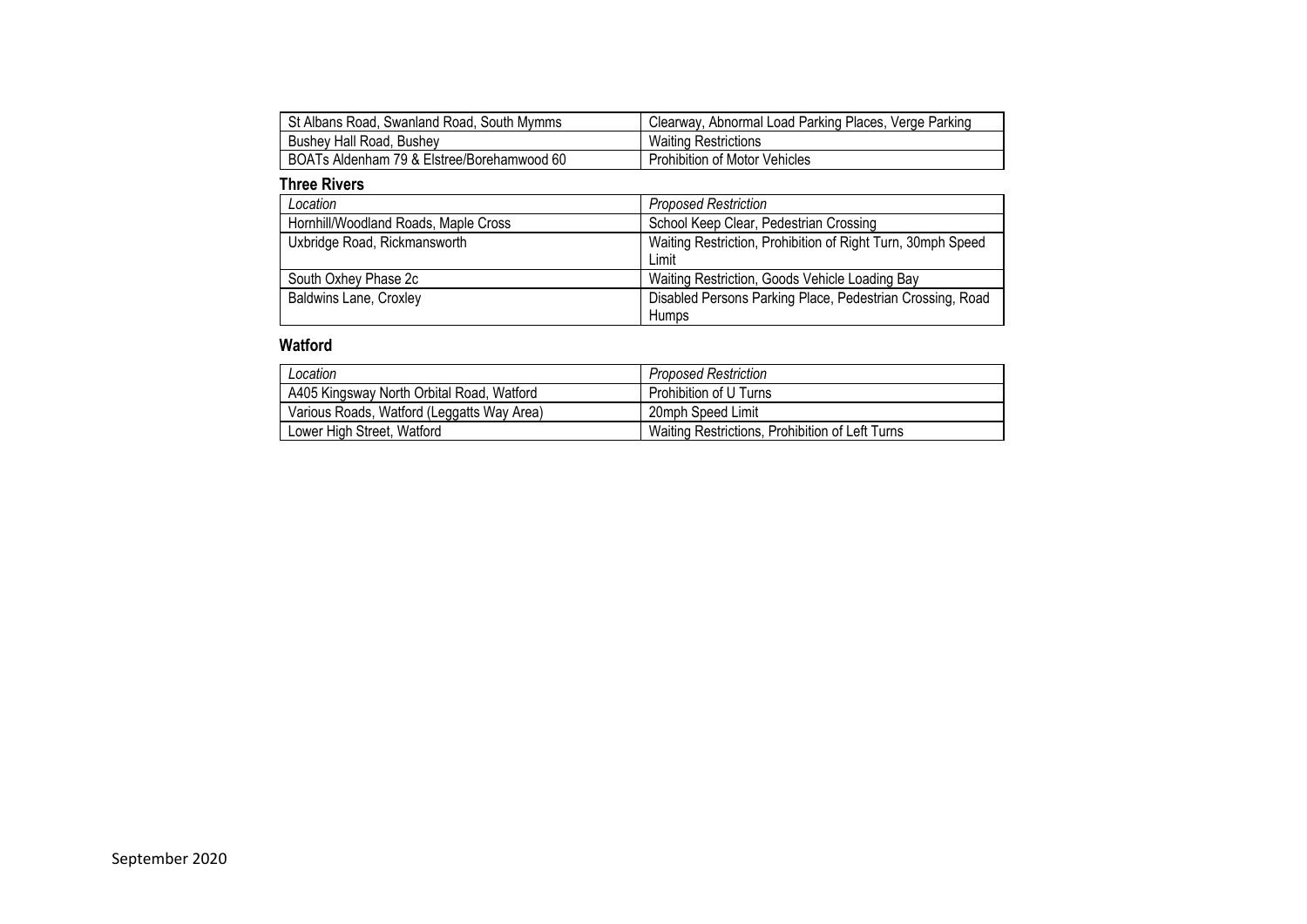| | |
|---|---|
| St Albans Road, Swanland Road, South Mymms | Clearway, Abnormal Load Parking Places, Verge Parking |
| Bushey Hall Road, Bushey | Waiting Restrictions |
| BOATs Aldenham 79 & Elstree/Borehamwood 60 | Prohibition of Motor Vehicles |

**Three Rivers**

| *Location* | *Proposed Restriction* |
|---|---|
| Hornhill/Woodland Roads, Maple Cross | School Keep Clear, Pedestrian Crossing |
| Uxbridge Road, Rickmansworth | Waiting Restriction, Prohibition of Right Turn, 30mph Speed Limit |
| South Oxhey Phase 2c | Waiting Restriction, Goods Vehicle Loading Bay |
| Baldwins Lane, Croxley | Disabled Persons Parking Place, Pedestrian Crossing, Road Humps |

**Watford**

| *Location* | *Proposed Restriction* |
|---|---|
| A405 Kingsway North Orbital Road, Watford | Prohibition of U Turns |
| Various Roads, Watford (Leggatts Way Area) | 20mph Speed Limit |
| Lower High Street, Watford | Waiting Restrictions, Prohibition of Left Turns |